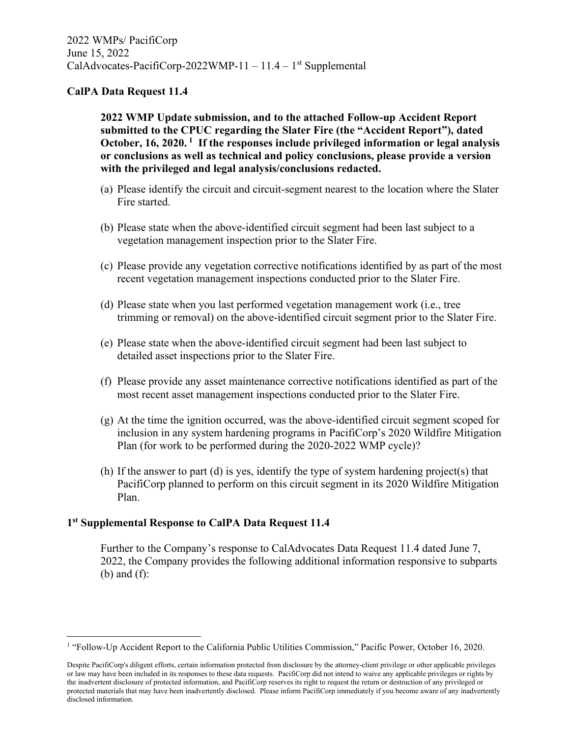2022 WMPs/ PacifiCorp
June 15, 2022
CalAdvocates-PacifiCorp-2022WMP-11 – 11.4 – 1st Supplemental

**CalPA Data Request 11.4**

> **2022 WMP Update submission, and to the attached Follow-up Accident Report submitted to the CPUC regarding the Slater Fire (the "Accident Report"), dated October, 16, 2020.[1] If the responses include privileged information or legal analysis or conclusions as well as technical and policy conclusions, please provide a version with the privileged and legal analysis/conclusions redacted.**
>
> (a) Please identify the circuit and circuit-segment nearest to the location where the Slater Fire started.
>
> (b) Please state when the above-identified circuit segment had been last subject to a vegetation management inspection prior to the Slater Fire.
>
> (c) Please provide any vegetation corrective notifications identified by as part of the most recent vegetation management inspections conducted prior to the Slater Fire.
>
> (d) Please state when you last performed vegetation management work (i.e., tree trimming or removal) on the above-identified circuit segment prior to the Slater Fire.
>
> (e) Please state when the above-identified circuit segment had been last subject to detailed asset inspections prior to the Slater Fire.
>
> (f) Please provide any asset maintenance corrective notifications identified as part of the most recent asset management inspections conducted prior to the Slater Fire.
>
> (g) At the time the ignition occurred, was the above-identified circuit segment scoped for inclusion in any system hardening programs in PacifiCorp's 2020 Wildfire Mitigation Plan (for work to be performed during the 2020-2022 WMP cycle)?
>
> (h) If the answer to part (d) is yes, identify the type of system hardening project(s) that PacifiCorp planned to perform on this circuit segment in its 2020 Wildfire Mitigation Plan.

**1st Supplemental Response to CalPA Data Request 11.4**

> Further to the Company's response to CalAdvocates Data Request 11.4 dated June 7, 2022, the Company provides the following additional information responsive to subparts (b) and (f):

[1] "Follow-Up Accident Report to the California Public Utilities Commission," Pacific Power, October 16, 2020.

Despite PacifiCorp's diligent efforts, certain information protected from disclosure by the attorney-client privilege or other applicable privileges or law may have been included in its responses to these data requests. PacifiCorp did not intend to waive any applicable privileges or rights by the inadvertent disclosure of protected information, and PacifiCorp reserves its right to request the return or destruction of any privileged or protected materials that may have been inadvertently disclosed. Please inform PacifiCorp immediately if you become aware of any inadvertently disclosed information.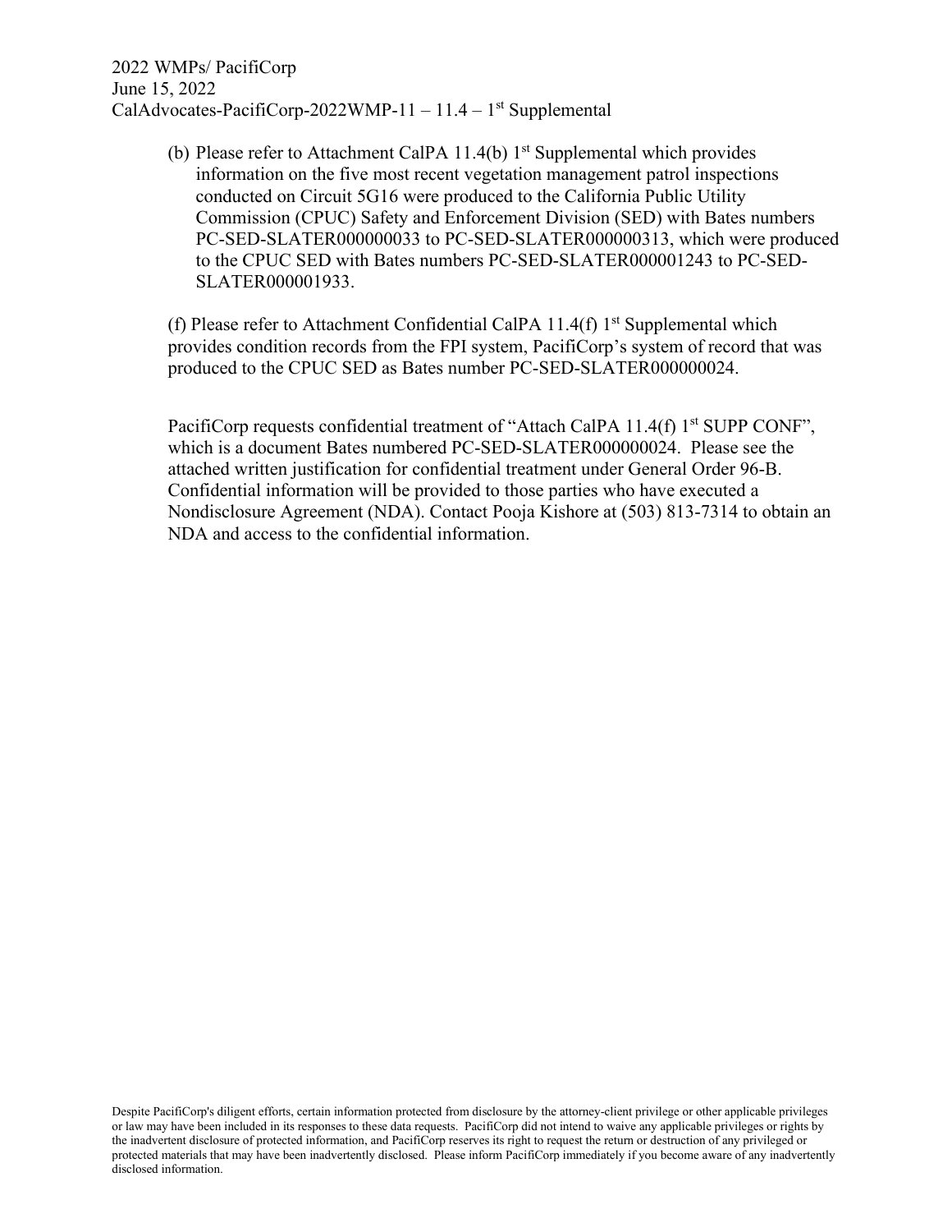(b) Please refer to Attachment CalPA 11.4(b) 1st Supplemental which provides information on the five most recent vegetation management patrol inspections conducted on Circuit 5G16 were produced to the California Public Utility Commission (CPUC) Safety and Enforcement Division (SED) with Bates numbers PC-SED-SLATER000000033 to PC-SED-SLATER000000313, which were produced to the CPUC SED with Bates numbers PC-SED-SLATER000001243 to PC-SED-SLATER000001933.

(f) Please refer to Attachment Confidential CalPA 11.4(f) 1st Supplemental which provides condition records from the FPI system, PacifiCorp's system of record that was produced to the CPUC SED as Bates number PC-SED-SLATER000000024.

PacifiCorp requests confidential treatment of "Attach CalPA 11.4(f) 1st SUPP CONF", which is a document Bates numbered PC-SED-SLATER000000024. Please see the attached written justification for confidential treatment under General Order 96-B. Confidential information will be provided to those parties who have executed a Nondisclosure Agreement (NDA). Contact Pooja Kishore at (503) 813-7314 to obtain an NDA and access to the confidential information.